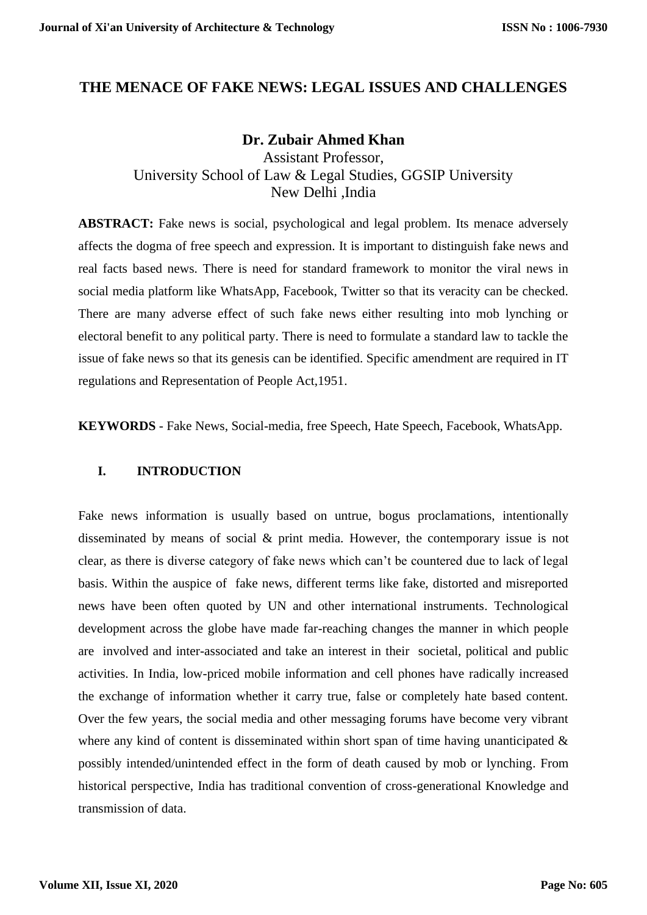# THE MENACE OF FAKE NEWS: LEGAL ISSUES AND CHALLENGES

**Dr. Zubair Ahmed Khan**

Assistant Professor,
University School of Law & Legal Studies, GGSIP University
New Delhi ,India

**ABSTRACT:** Fake news is social, psychological and legal problem. Its menace adversely affects the dogma of free speech and expression. It is important to distinguish fake news and real facts based news. There is need for standard framework to monitor the viral news in social media platform like WhatsApp, Facebook, Twitter so that its veracity can be checked. There are many adverse effect of such fake news either resulting into mob lynching or electoral benefit to any political party. There is need to formulate a standard law to tackle the issue of fake news so that its genesis can be identified. Specific amendment are required in IT regulations and Representation of People Act,1951.

**KEYWORDS** - Fake News, Social-media, free Speech, Hate Speech, Facebook, WhatsApp.

## I. INTRODUCTION

Fake news information is usually based on untrue, bogus proclamations, intentionally disseminated by means of social & print media. However, the contemporary issue is not clear, as there is diverse category of fake news which can't be countered due to lack of legal basis. Within the auspice of fake news, different terms like fake, distorted and misreported news have been often quoted by UN and other international instruments. Technological development across the globe have made far-reaching changes the manner in which people are involved and inter-associated and take an interest in their societal, political and public activities. In India, low-priced mobile information and cell phones have radically increased the exchange of information whether it carry true, false or completely hate based content. Over the few years, the social media and other messaging forums have become very vibrant where any kind of content is disseminated within short span of time having unanticipated & possibly intended/unintended effect in the form of death caused by mob or lynching. From historical perspective, India has traditional convention of cross-generational Knowledge and transmission of data.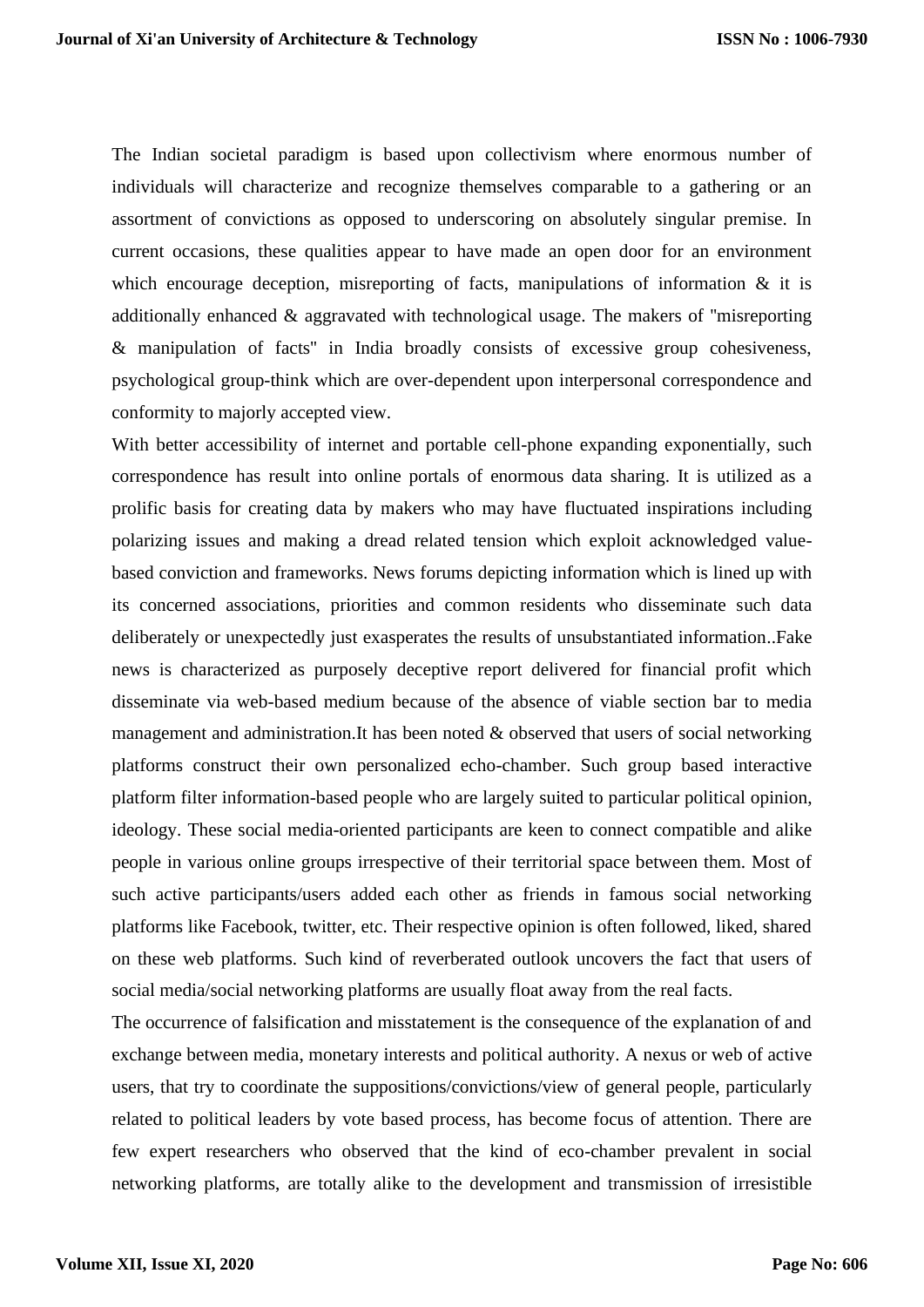The Indian societal paradigm is based upon collectivism where enormous number of individuals will characterize and recognize themselves comparable to a gathering or an assortment of convictions as opposed to underscoring on absolutely singular premise. In current occasions, these qualities appear to have made an open door for an environment which encourage deception, misreporting of facts, manipulations of information & it is additionally enhanced & aggravated with technological usage. The makers of "misreporting & manipulation of facts" in India broadly consists of excessive group cohesiveness, psychological group-think which are over-dependent upon interpersonal correspondence and conformity to majorly accepted view.

With better accessibility of internet and portable cell-phone expanding exponentially, such correspondence has result into online portals of enormous data sharing. It is utilized as a prolific basis for creating data by makers who may have fluctuated inspirations including polarizing issues and making a dread related tension which exploit acknowledged value-based conviction and frameworks. News forums depicting information which is lined up with its concerned associations, priorities and common residents who disseminate such data deliberately or unexpectedly just exasperates the results of unsubstantiated information..Fake news is characterized as purposely deceptive report delivered for financial profit which disseminate via web-based medium because of the absence of viable section bar to media management and administration.It has been noted & observed that users of social networking platforms construct their own personalized echo-chamber. Such group based interactive platform filter information-based people who are largely suited to particular political opinion, ideology. These social media-oriented participants are keen to connect compatible and alike people in various online groups irrespective of their territorial space between them. Most of such active participants/users added each other as friends in famous social networking platforms like Facebook, twitter, etc. Their respective opinion is often followed, liked, shared on these web platforms. Such kind of reverberated outlook uncovers the fact that users of social media/social networking platforms are usually float away from the real facts.

The occurrence of falsification and misstatement is the consequence of the explanation of and exchange between media, monetary interests and political authority. A nexus or web of active users, that try to coordinate the suppositions/convictions/view of general people, particularly related to political leaders by vote based process, has become focus of attention. There are few expert researchers who observed that the kind of eco-chamber prevalent in social networking platforms, are totally alike to the development and transmission of irresistible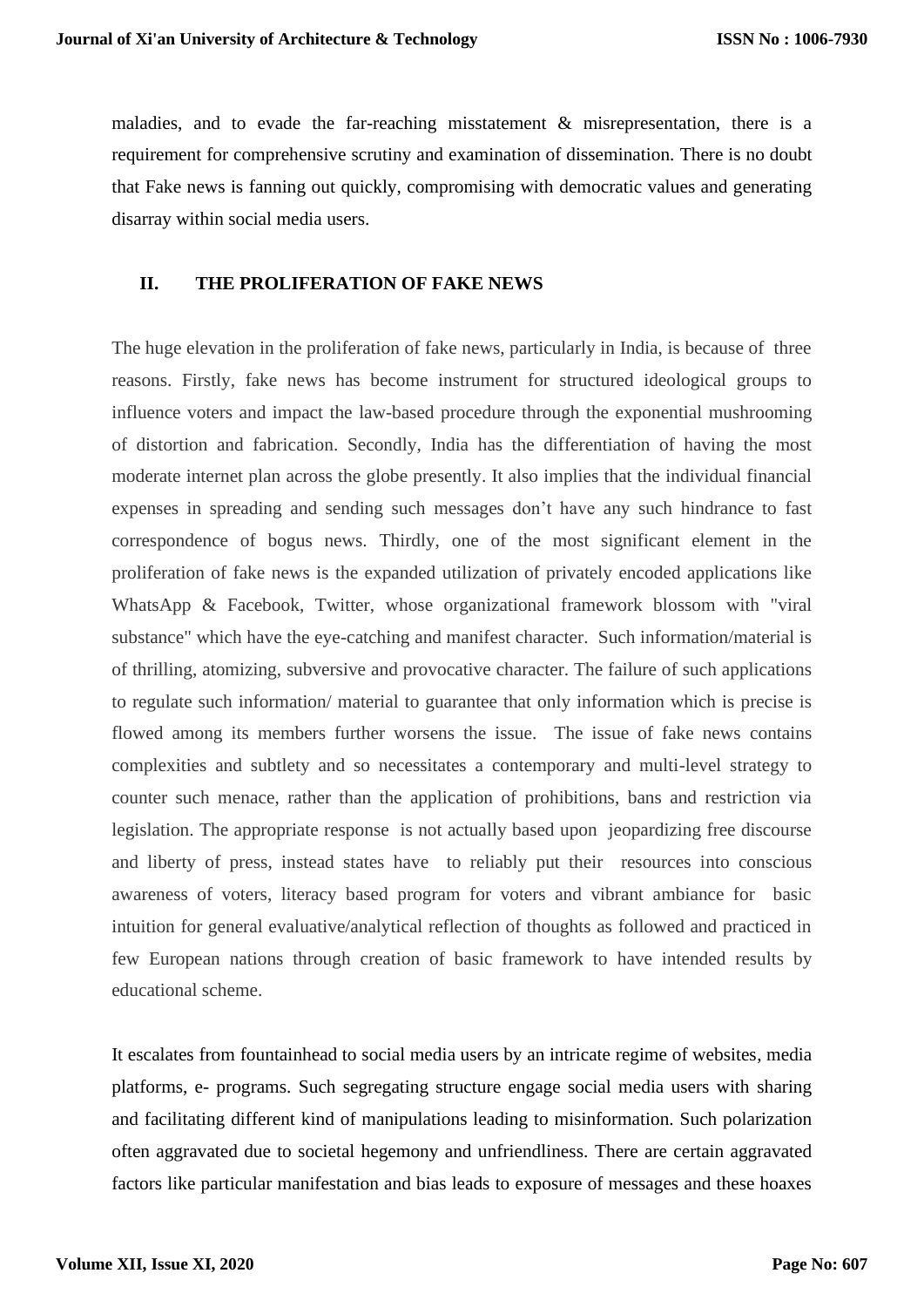maladies, and to evade the far-reaching misstatement & misrepresentation, there is a requirement for comprehensive scrutiny and examination of dissemination. There is no doubt that Fake news is fanning out quickly, compromising with democratic values and generating disarray within social media users.

## II. THE PROLIFERATION OF FAKE NEWS

The huge elevation in the proliferation of fake news, particularly in India, is because of three reasons. Firstly, fake news has become instrument for structured ideological groups to influence voters and impact the law-based procedure through the exponential mushrooming of distortion and fabrication. Secondly, India has the differentiation of having the most moderate internet plan across the globe presently. It also implies that the individual financial expenses in spreading and sending such messages don't have any such hindrance to fast correspondence of bogus news. Thirdly, one of the most significant element in the proliferation of fake news is the expanded utilization of privately encoded applications like WhatsApp & Facebook, Twitter, whose organizational framework blossom with "viral substance" which have the eye-catching and manifest character. Such information/material is of thrilling, atomizing, subversive and provocative character. The failure of such applications to regulate such information/ material to guarantee that only information which is precise is flowed among its members further worsens the issue. The issue of fake news contains complexities and subtlety and so necessitates a contemporary and multi-level strategy to counter such menace, rather than the application of prohibitions, bans and restriction via legislation. The appropriate response is not actually based upon jeopardizing free discourse and liberty of press, instead states have to reliably put their resources into conscious awareness of voters, literacy based program for voters and vibrant ambiance for basic intuition for general evaluative/analytical reflection of thoughts as followed and practiced in few European nations through creation of basic framework to have intended results by educational scheme.

It escalates from fountainhead to social media users by an intricate regime of websites, media platforms, e- programs. Such segregating structure engage social media users with sharing and facilitating different kind of manipulations leading to misinformation. Such polarization often aggravated due to societal hegemony and unfriendliness. There are certain aggravated factors like particular manifestation and bias leads to exposure of messages and these hoaxes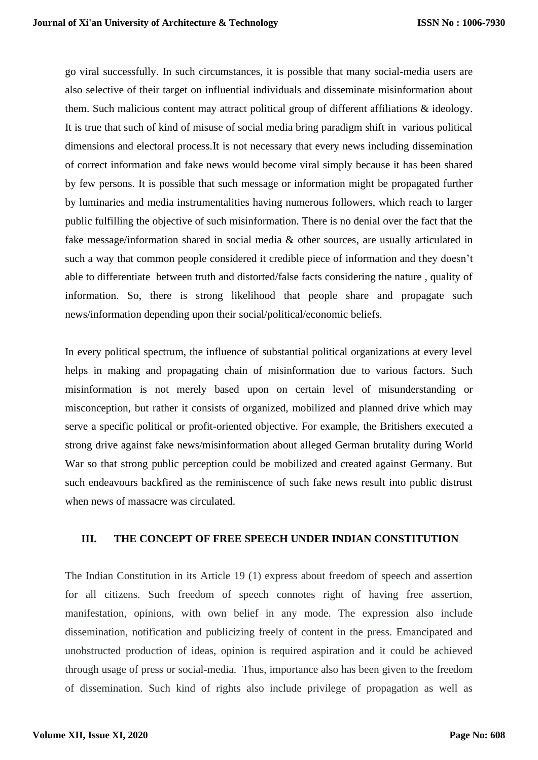go viral successfully. In such circumstances, it is possible that many social-media users are also selective of their target on influential individuals and disseminate misinformation about them. Such malicious content may attract political group of different affiliations & ideology. It is true that such of kind of misuse of social media bring paradigm shift in various political dimensions and electoral process.It is not necessary that every news including dissemination of correct information and fake news would become viral simply because it has been shared by few persons. It is possible that such message or information might be propagated further by luminaries and media instrumentalities having numerous followers, which reach to larger public fulfilling the objective of such misinformation. There is no denial over the fact that the fake message/information shared in social media & other sources, are usually articulated in such a way that common people considered it credible piece of information and they doesn't able to differentiate between truth and distorted/false facts considering the nature , quality of information. So, there is strong likelihood that people share and propagate such news/information depending upon their social/political/economic beliefs.

In every political spectrum, the influence of substantial political organizations at every level helps in making and propagating chain of misinformation due to various factors. Such misinformation is not merely based upon on certain level of misunderstanding or misconception, but rather it consists of organized, mobilized and planned drive which may serve a specific political or profit-oriented objective. For example, the Britishers executed a strong drive against fake news/misinformation about alleged German brutality during World War so that strong public perception could be mobilized and created against Germany. But such endeavours backfired as the reminiscence of such fake news result into public distrust when news of massacre was circulated.

## III. THE CONCEPT OF FREE SPEECH UNDER INDIAN CONSTITUTION

The Indian Constitution in its Article 19 (1) express about freedom of speech and assertion for all citizens. Such freedom of speech connotes right of having free assertion, manifestation, opinions, with own belief in any mode. The expression also include dissemination, notification and publicizing freely of content in the press. Emancipated and unobstructed production of ideas, opinion is required aspiration and it could be achieved through usage of press or social-media. Thus, importance also has been given to the freedom of dissemination. Such kind of rights also include privilege of propagation as well as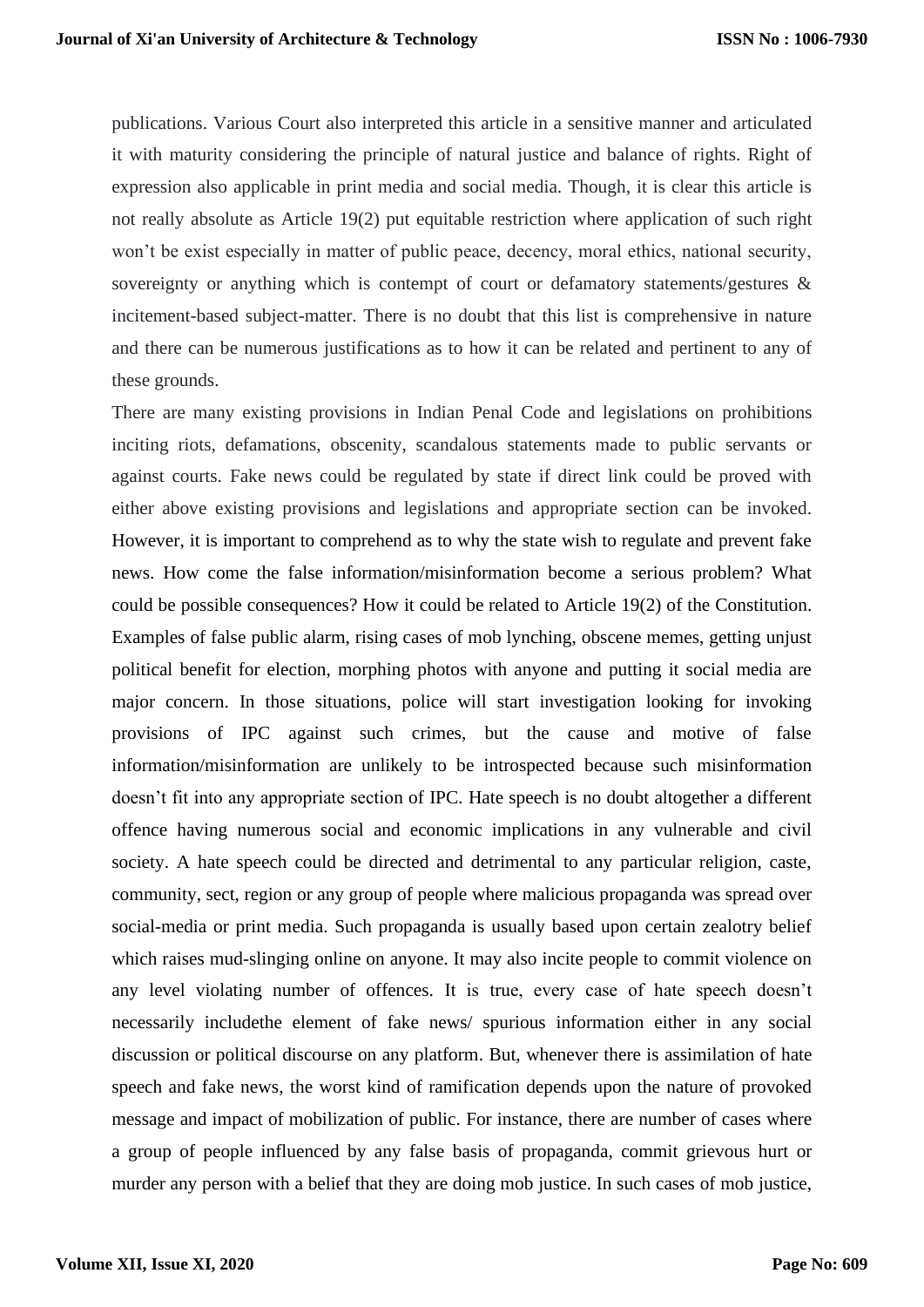publications. Various Court also interpreted this article in a sensitive manner and articulated it with maturity considering the principle of natural justice and balance of rights. Right of expression also applicable in print media and social media. Though, it is clear this article is not really absolute as Article 19(2) put equitable restriction where application of such right won't be exist especially in matter of public peace, decency, moral ethics, national security, sovereignty or anything which is contempt of court or defamatory statements/gestures & incitement-based subject-matter. There is no doubt that this list is comprehensive in nature and there can be numerous justifications as to how it can be related and pertinent to any of these grounds.

There are many existing provisions in Indian Penal Code and legislations on prohibitions inciting riots, defamations, obscenity, scandalous statements made to public servants or against courts. Fake news could be regulated by state if direct link could be proved with either above existing provisions and legislations and appropriate section can be invoked. However, it is important to comprehend as to why the state wish to regulate and prevent fake news. How come the false information/misinformation become a serious problem? What could be possible consequences? How it could be related to Article 19(2) of the Constitution. Examples of false public alarm, rising cases of mob lynching, obscene memes, getting unjust political benefit for election, morphing photos with anyone and putting it social media are major concern. In those situations, police will start investigation looking for invoking provisions of IPC against such crimes, but the cause and motive of false information/misinformation are unlikely to be introspected because such misinformation doesn't fit into any appropriate section of IPC. Hate speech is no doubt altogether a different offence having numerous social and economic implications in any vulnerable and civil society. A hate speech could be directed and detrimental to any particular religion, caste, community, sect, region or any group of people where malicious propaganda was spread over social-media or print media. Such propaganda is usually based upon certain zealotry belief which raises mud-slinging online on anyone. It may also incite people to commit violence on any level violating number of offences. It is true, every case of hate speech doesn't necessarily includethe element of fake news/ spurious information either in any social discussion or political discourse on any platform. But, whenever there is assimilation of hate speech and fake news, the worst kind of ramification depends upon the nature of provoked message and impact of mobilization of public. For instance, there are number of cases where a group of people influenced by any false basis of propaganda, commit grievous hurt or murder any person with a belief that they are doing mob justice. In such cases of mob justice,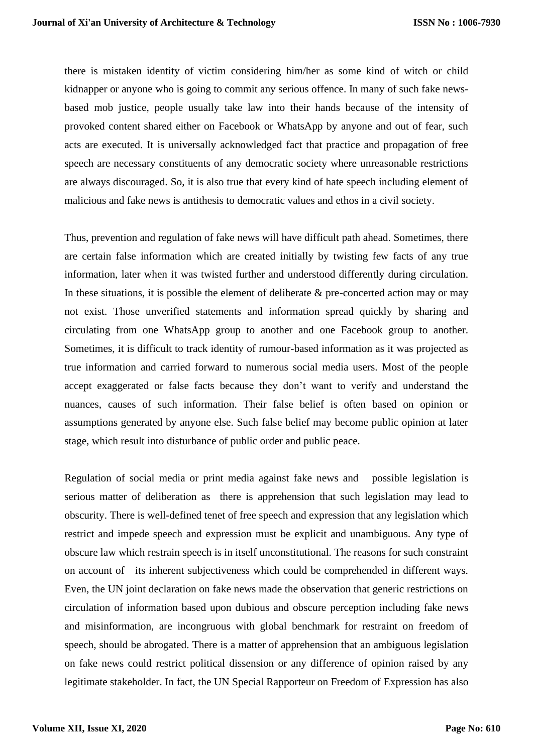there is mistaken identity of victim considering him/her as some kind of witch or child kidnapper or anyone who is going to commit any serious offence. In many of such fake news-based mob justice, people usually take law into their hands because of the intensity of provoked content shared either on Facebook or WhatsApp by anyone and out of fear, such acts are executed. It is universally acknowledged fact that practice and propagation of free speech are necessary constituents of any democratic society where unreasonable restrictions are always discouraged. So, it is also true that every kind of hate speech including element of malicious and fake news is antithesis to democratic values and ethos in a civil society.

Thus, prevention and regulation of fake news will have difficult path ahead. Sometimes, there are certain false information which are created initially by twisting few facts of any true information, later when it was twisted further and understood differently during circulation. In these situations, it is possible the element of deliberate & pre-concerted action may or may not exist. Those unverified statements and information spread quickly by sharing and circulating from one WhatsApp group to another and one Facebook group to another. Sometimes, it is difficult to track identity of rumour-based information as it was projected as true information and carried forward to numerous social media users. Most of the people accept exaggerated or false facts because they don't want to verify and understand the nuances, causes of such information. Their false belief is often based on opinion or assumptions generated by anyone else. Such false belief may become public opinion at later stage, which result into disturbance of public order and public peace.

Regulation of social media or print media against fake news and possible legislation is serious matter of deliberation as there is apprehension that such legislation may lead to obscurity. There is well-defined tenet of free speech and expression that any legislation which restrict and impede speech and expression must be explicit and unambiguous. Any type of obscure law which restrain speech is in itself unconstitutional. The reasons for such constraint on account of its inherent subjectiveness which could be comprehended in different ways. Even, the UN joint declaration on fake news made the observation that generic restrictions on circulation of information based upon dubious and obscure perception including fake news and misinformation, are incongruous with global benchmark for restraint on freedom of speech, should be abrogated. There is a matter of apprehension that an ambiguous legislation on fake news could restrict political dissension or any difference of opinion raised by any legitimate stakeholder. In fact, the UN Special Rapporteur on Freedom of Expression has also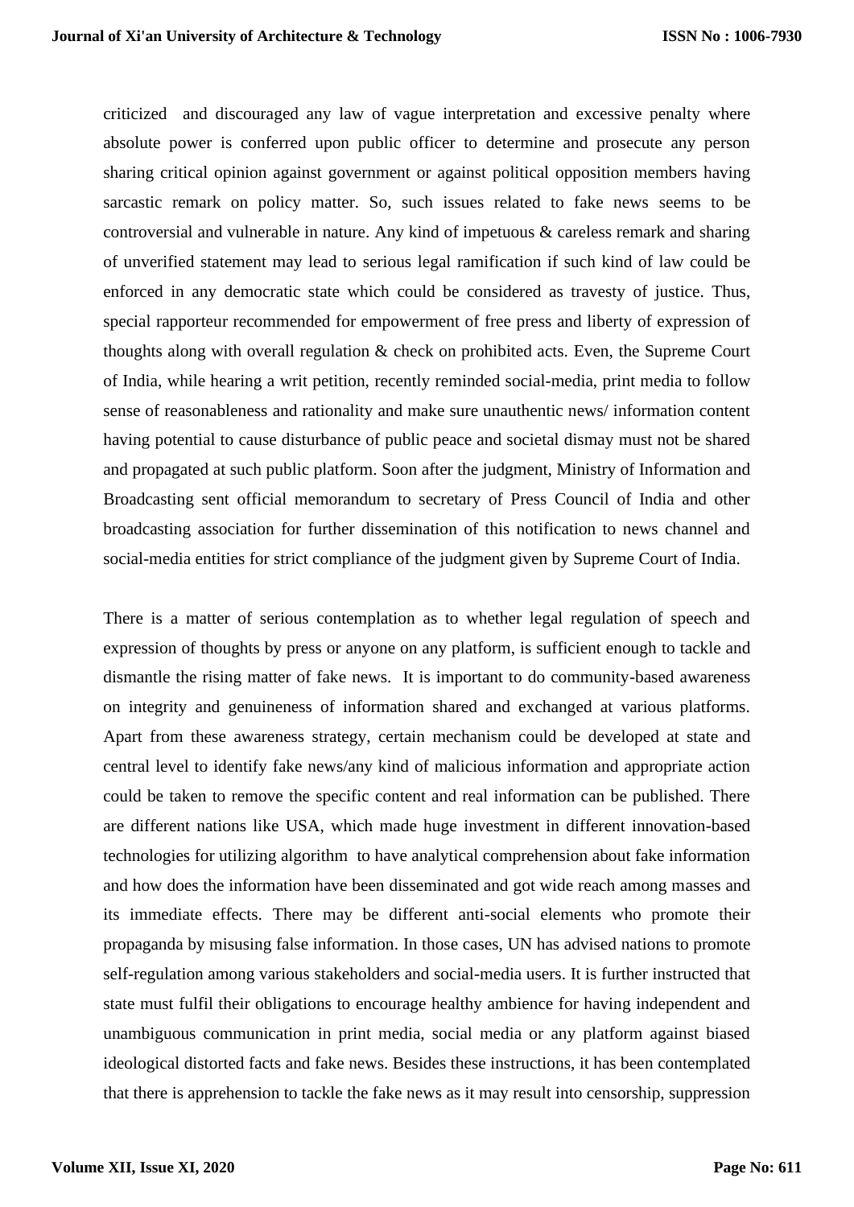criticized and discouraged any law of vague interpretation and excessive penalty where absolute power is conferred upon public officer to determine and prosecute any person sharing critical opinion against government or against political opposition members having sarcastic remark on policy matter. So, such issues related to fake news seems to be controversial and vulnerable in nature. Any kind of impetuous & careless remark and sharing of unverified statement may lead to serious legal ramification if such kind of law could be enforced in any democratic state which could be considered as travesty of justice. Thus, special rapporteur recommended for empowerment of free press and liberty of expression of thoughts along with overall regulation & check on prohibited acts. Even, the Supreme Court of India, while hearing a writ petition, recently reminded social-media, print media to follow sense of reasonableness and rationality and make sure unauthentic news/ information content having potential to cause disturbance of public peace and societal dismay must not be shared and propagated at such public platform. Soon after the judgment, Ministry of Information and Broadcasting sent official memorandum to secretary of Press Council of India and other broadcasting association for further dissemination of this notification to news channel and social-media entities for strict compliance of the judgment given by Supreme Court of India.

There is a matter of serious contemplation as to whether legal regulation of speech and expression of thoughts by press or anyone on any platform, is sufficient enough to tackle and dismantle the rising matter of fake news. It is important to do community-based awareness on integrity and genuineness of information shared and exchanged at various platforms. Apart from these awareness strategy, certain mechanism could be developed at state and central level to identify fake news/any kind of malicious information and appropriate action could be taken to remove the specific content and real information can be published. There are different nations like USA, which made huge investment in different innovation-based technologies for utilizing algorithm to have analytical comprehension about fake information and how does the information have been disseminated and got wide reach among masses and its immediate effects. There may be different anti-social elements who promote their propaganda by misusing false information. In those cases, UN has advised nations to promote self-regulation among various stakeholders and social-media users. It is further instructed that state must fulfil their obligations to encourage healthy ambience for having independent and unambiguous communication in print media, social media or any platform against biased ideological distorted facts and fake news. Besides these instructions, it has been contemplated that there is apprehension to tackle the fake news as it may result into censorship, suppression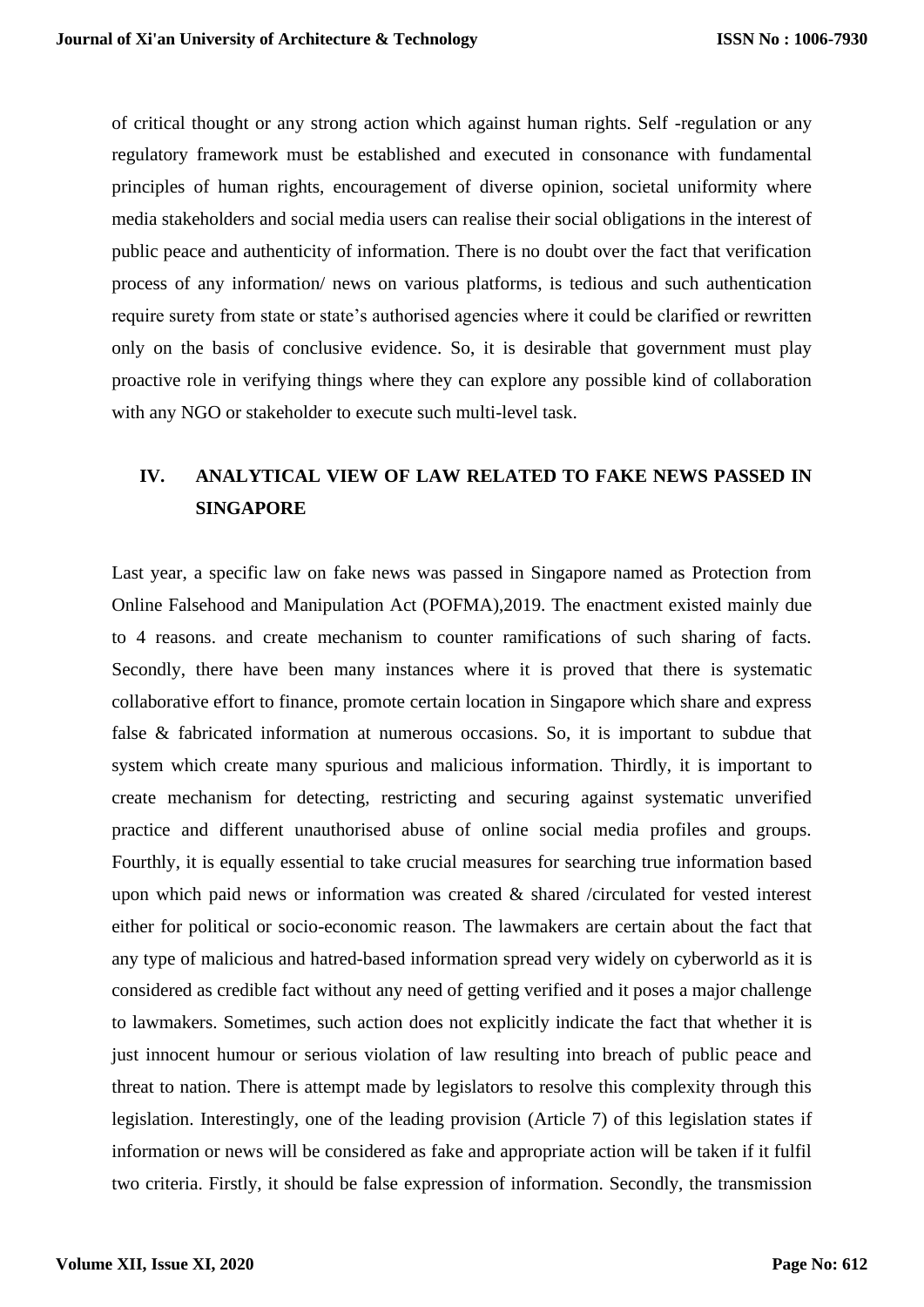of critical thought or any strong action which against human rights. Self -regulation or any regulatory framework must be established and executed in consonance with fundamental principles of human rights, encouragement of diverse opinion, societal uniformity where media stakeholders and social media users can realise their social obligations in the interest of public peace and authenticity of information. There is no doubt over the fact that verification process of any information/ news on various platforms, is tedious and such authentication require surety from state or state's authorised agencies where it could be clarified or rewritten only on the basis of conclusive evidence. So, it is desirable that government must play proactive role in verifying things where they can explore any possible kind of collaboration with any NGO or stakeholder to execute such multi-level task.

## IV. ANALYTICAL VIEW OF LAW RELATED TO FAKE NEWS PASSED IN SINGAPORE

Last year, a specific law on fake news was passed in Singapore named as Protection from Online Falsehood and Manipulation Act (POFMA),2019. The enactment existed mainly due to 4 reasons. and create mechanism to counter ramifications of such sharing of facts. Secondly, there have been many instances where it is proved that there is systematic collaborative effort to finance, promote certain location in Singapore which share and express false & fabricated information at numerous occasions. So, it is important to subdue that system which create many spurious and malicious information. Thirdly, it is important to create mechanism for detecting, restricting and securing against systematic unverified practice and different unauthorised abuse of online social media profiles and groups. Fourthly, it is equally essential to take crucial measures for searching true information based upon which paid news or information was created & shared /circulated for vested interest either for political or socio-economic reason. The lawmakers are certain about the fact that any type of malicious and hatred-based information spread very widely on cyberworld as it is considered as credible fact without any need of getting verified and it poses a major challenge to lawmakers. Sometimes, such action does not explicitly indicate the fact that whether it is just innocent humour or serious violation of law resulting into breach of public peace and threat to nation. There is attempt made by legislators to resolve this complexity through this legislation. Interestingly, one of the leading provision (Article 7) of this legislation states if information or news will be considered as fake and appropriate action will be taken if it fulfil two criteria. Firstly, it should be false expression of information. Secondly, the transmission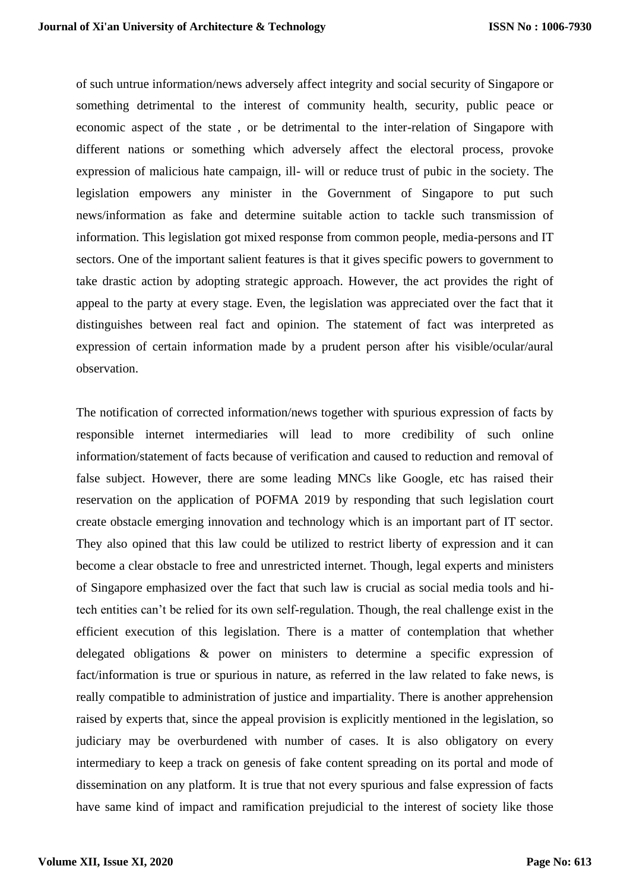of such untrue information/news adversely affect integrity and social security of Singapore or something detrimental to the interest of community health, security, public peace or economic aspect of the state , or be detrimental to the inter-relation of Singapore with different nations or something which adversely affect the electoral process, provoke expression of malicious hate campaign, ill- will or reduce trust of pubic in the society. The legislation empowers any minister in the Government of Singapore to put such news/information as fake and determine suitable action to tackle such transmission of information. This legislation got mixed response from common people, media-persons and IT sectors. One of the important salient features is that it gives specific powers to government to take drastic action by adopting strategic approach. However, the act provides the right of appeal to the party at every stage. Even, the legislation was appreciated over the fact that it distinguishes between real fact and opinion. The statement of fact was interpreted as expression of certain information made by a prudent person after his visible/ocular/aural observation.

The notification of corrected information/news together with spurious expression of facts by responsible internet intermediaries will lead to more credibility of such online information/statement of facts because of verification and caused to reduction and removal of false subject. However, there are some leading MNCs like Google, etc has raised their reservation on the application of POFMA 2019 by responding that such legislation court create obstacle emerging innovation and technology which is an important part of IT sector. They also opined that this law could be utilized to restrict liberty of expression and it can become a clear obstacle to free and unrestricted internet. Though, legal experts and ministers of Singapore emphasized over the fact that such law is crucial as social media tools and hi-tech entities can't be relied for its own self-regulation. Though, the real challenge exist in the efficient execution of this legislation. There is a matter of contemplation that whether delegated obligations & power on ministers to determine a specific expression of fact/information is true or spurious in nature, as referred in the law related to fake news, is really compatible to administration of justice and impartiality. There is another apprehension raised by experts that, since the appeal provision is explicitly mentioned in the legislation, so judiciary may be overburdened with number of cases. It is also obligatory on every intermediary to keep a track on genesis of fake content spreading on its portal and mode of dissemination on any platform. It is true that not every spurious and false expression of facts have same kind of impact and ramification prejudicial to the interest of society like those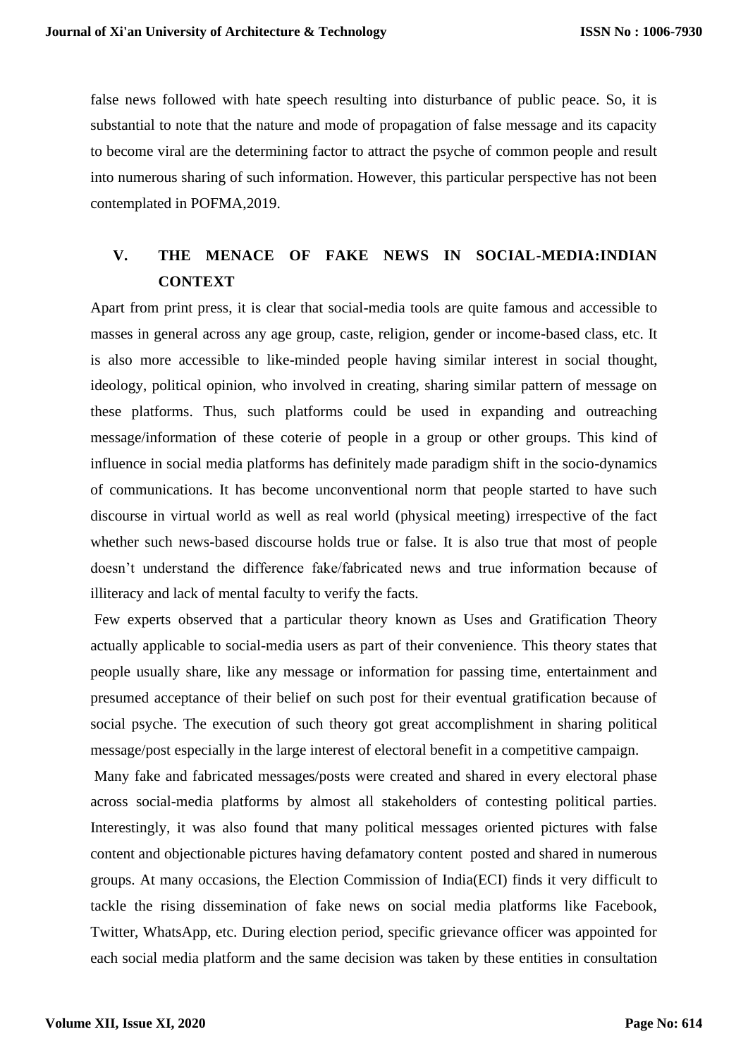false news followed with hate speech resulting into disturbance of public peace. So, it is substantial to note that the nature and mode of propagation of false message and its capacity to become viral are the determining factor to attract the psyche of common people and result into numerous sharing of such information. However, this particular perspective has not been contemplated in POFMA,2019.

## V. THE MENACE OF FAKE NEWS IN SOCIAL-MEDIA:INDIAN CONTEXT

Apart from print press, it is clear that social-media tools are quite famous and accessible to masses in general across any age group, caste, religion, gender or income-based class, etc. It is also more accessible to like-minded people having similar interest in social thought, ideology, political opinion, who involved in creating, sharing similar pattern of message on these platforms. Thus, such platforms could be used in expanding and outreaching message/information of these coterie of people in a group or other groups. This kind of influence in social media platforms has definitely made paradigm shift in the socio-dynamics of communications. It has become unconventional norm that people started to have such discourse in virtual world as well as real world (physical meeting) irrespective of the fact whether such news-based discourse holds true or false. It is also true that most of people doesn't understand the difference fake/fabricated news and true information because of illiteracy and lack of mental faculty to verify the facts.

Few experts observed that a particular theory known as Uses and Gratification Theory actually applicable to social-media users as part of their convenience. This theory states that people usually share, like any message or information for passing time, entertainment and presumed acceptance of their belief on such post for their eventual gratification because of social psyche. The execution of such theory got great accomplishment in sharing political message/post especially in the large interest of electoral benefit in a competitive campaign.

Many fake and fabricated messages/posts were created and shared in every electoral phase across social-media platforms by almost all stakeholders of contesting political parties. Interestingly, it was also found that many political messages oriented pictures with false content and objectionable pictures having defamatory content posted and shared in numerous groups. At many occasions, the Election Commission of India(ECI) finds it very difficult to tackle the rising dissemination of fake news on social media platforms like Facebook, Twitter, WhatsApp, etc. During election period, specific grievance officer was appointed for each social media platform and the same decision was taken by these entities in consultation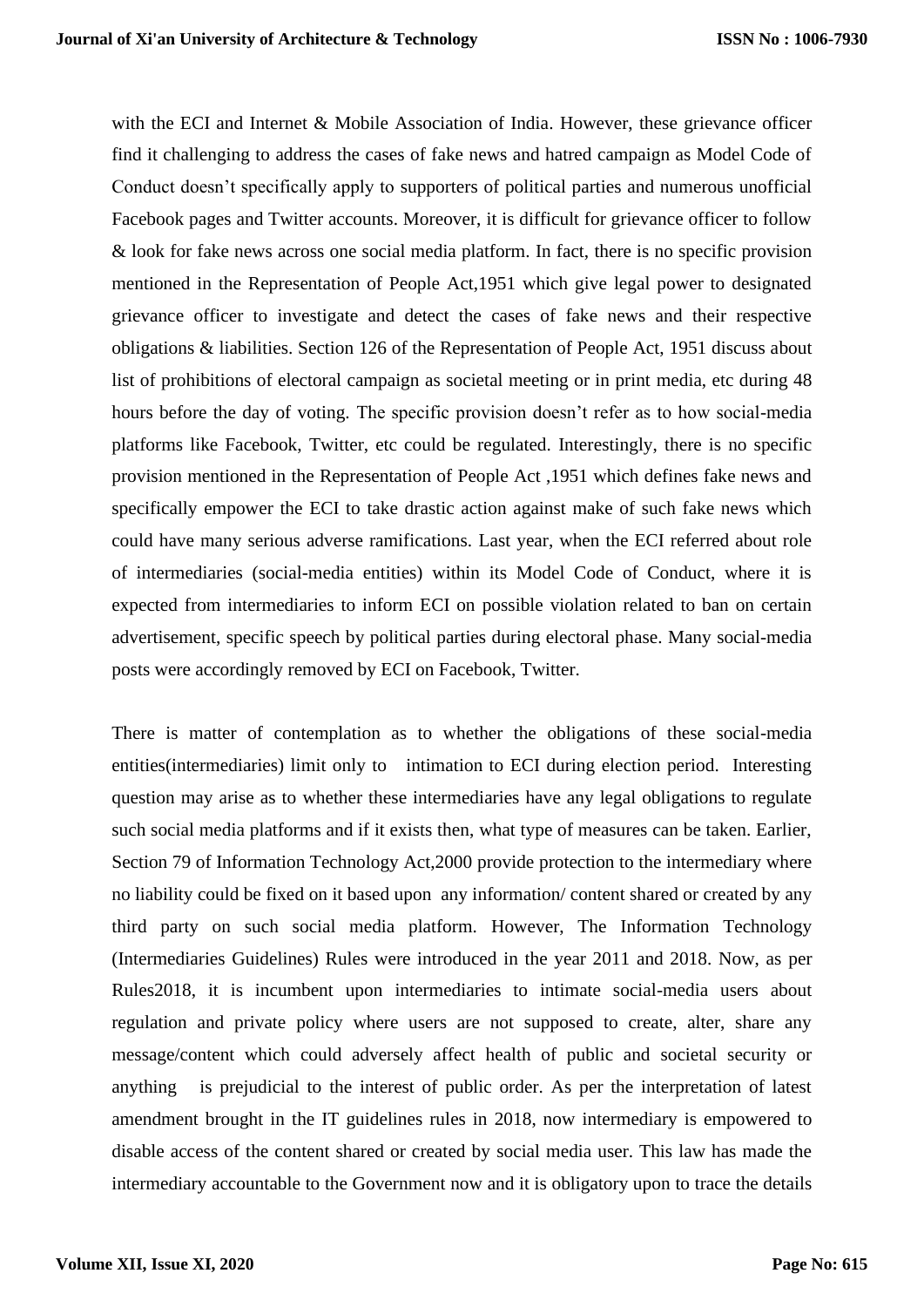with the ECI and Internet & Mobile Association of India. However, these grievance officer find it challenging to address the cases of fake news and hatred campaign as Model Code of Conduct doesn't specifically apply to supporters of political parties and numerous unofficial Facebook pages and Twitter accounts. Moreover, it is difficult for grievance officer to follow & look for fake news across one social media platform. In fact, there is no specific provision mentioned in the Representation of People Act,1951 which give legal power to designated grievance officer to investigate and detect the cases of fake news and their respective obligations & liabilities. Section 126 of the Representation of People Act, 1951 discuss about list of prohibitions of electoral campaign as societal meeting or in print media, etc during 48 hours before the day of voting. The specific provision doesn't refer as to how social-media platforms like Facebook, Twitter, etc could be regulated. Interestingly, there is no specific provision mentioned in the Representation of People Act ,1951 which defines fake news and specifically empower the ECI to take drastic action against make of such fake news which could have many serious adverse ramifications. Last year, when the ECI referred about role of intermediaries (social-media entities) within its Model Code of Conduct, where it is expected from intermediaries to inform ECI on possible violation related to ban on certain advertisement, specific speech by political parties during electoral phase. Many social-media posts were accordingly removed by ECI on Facebook, Twitter.

There is matter of contemplation as to whether the obligations of these social-media entities(intermediaries) limit only to intimation to ECI during election period. Interesting question may arise as to whether these intermediaries have any legal obligations to regulate such social media platforms and if it exists then, what type of measures can be taken. Earlier, Section 79 of Information Technology Act,2000 provide protection to the intermediary where no liability could be fixed on it based upon any information/ content shared or created by any third party on such social media platform. However, The Information Technology (Intermediaries Guidelines) Rules were introduced in the year 2011 and 2018. Now, as per Rules2018, it is incumbent upon intermediaries to intimate social-media users about regulation and private policy where users are not supposed to create, alter, share any message/content which could adversely affect health of public and societal security or anything is prejudicial to the interest of public order. As per the interpretation of latest amendment brought in the IT guidelines rules in 2018, now intermediary is empowered to disable access of the content shared or created by social media user. This law has made the intermediary accountable to the Government now and it is obligatory upon to trace the details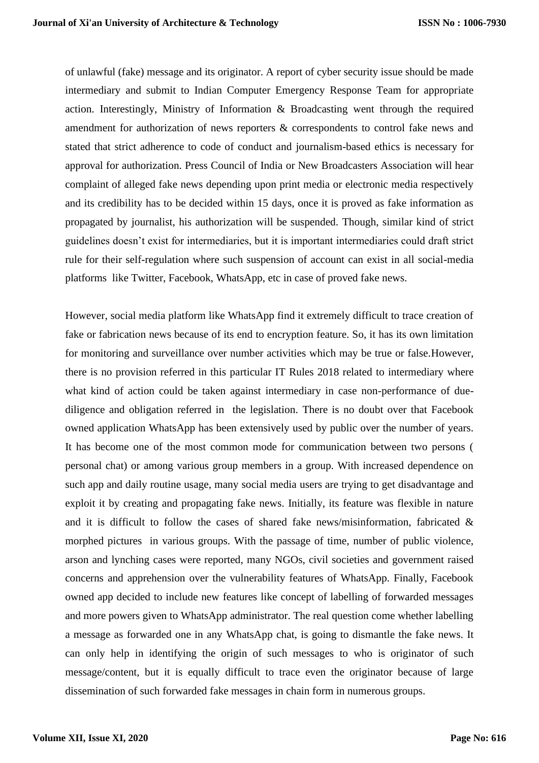of unlawful (fake) message and its originator. A report of cyber security issue should be made intermediary and submit to Indian Computer Emergency Response Team for appropriate action. Interestingly, Ministry of Information & Broadcasting went through the required amendment for authorization of news reporters & correspondents to control fake news and stated that strict adherence to code of conduct and journalism-based ethics is necessary for approval for authorization. Press Council of India or New Broadcasters Association will hear complaint of alleged fake news depending upon print media or electronic media respectively and its credibility has to be decided within 15 days, once it is proved as fake information as propagated by journalist, his authorization will be suspended. Though, similar kind of strict guidelines doesn't exist for intermediaries, but it is important intermediaries could draft strict rule for their self-regulation where such suspension of account can exist in all social-media platforms like Twitter, Facebook, WhatsApp, etc in case of proved fake news.

However, social media platform like WhatsApp find it extremely difficult to trace creation of fake or fabrication news because of its end to encryption feature. So, it has its own limitation for monitoring and surveillance over number activities which may be true or false.However, there is no provision referred in this particular IT Rules 2018 related to intermediary where what kind of action could be taken against intermediary in case non-performance of due-diligence and obligation referred in the legislation. There is no doubt over that Facebook owned application WhatsApp has been extensively used by public over the number of years. It has become one of the most common mode for communication between two persons ( personal chat) or among various group members in a group. With increased dependence on such app and daily routine usage, many social media users are trying to get disadvantage and exploit it by creating and propagating fake news. Initially, its feature was flexible in nature and it is difficult to follow the cases of shared fake news/misinformation, fabricated & morphed pictures in various groups. With the passage of time, number of public violence, arson and lynching cases were reported, many NGOs, civil societies and government raised concerns and apprehension over the vulnerability features of WhatsApp. Finally, Facebook owned app decided to include new features like concept of labelling of forwarded messages and more powers given to WhatsApp administrator. The real question come whether labelling a message as forwarded one in any WhatsApp chat, is going to dismantle the fake news. It can only help in identifying the origin of such messages to who is originator of such message/content, but it is equally difficult to trace even the originator because of large dissemination of such forwarded fake messages in chain form in numerous groups.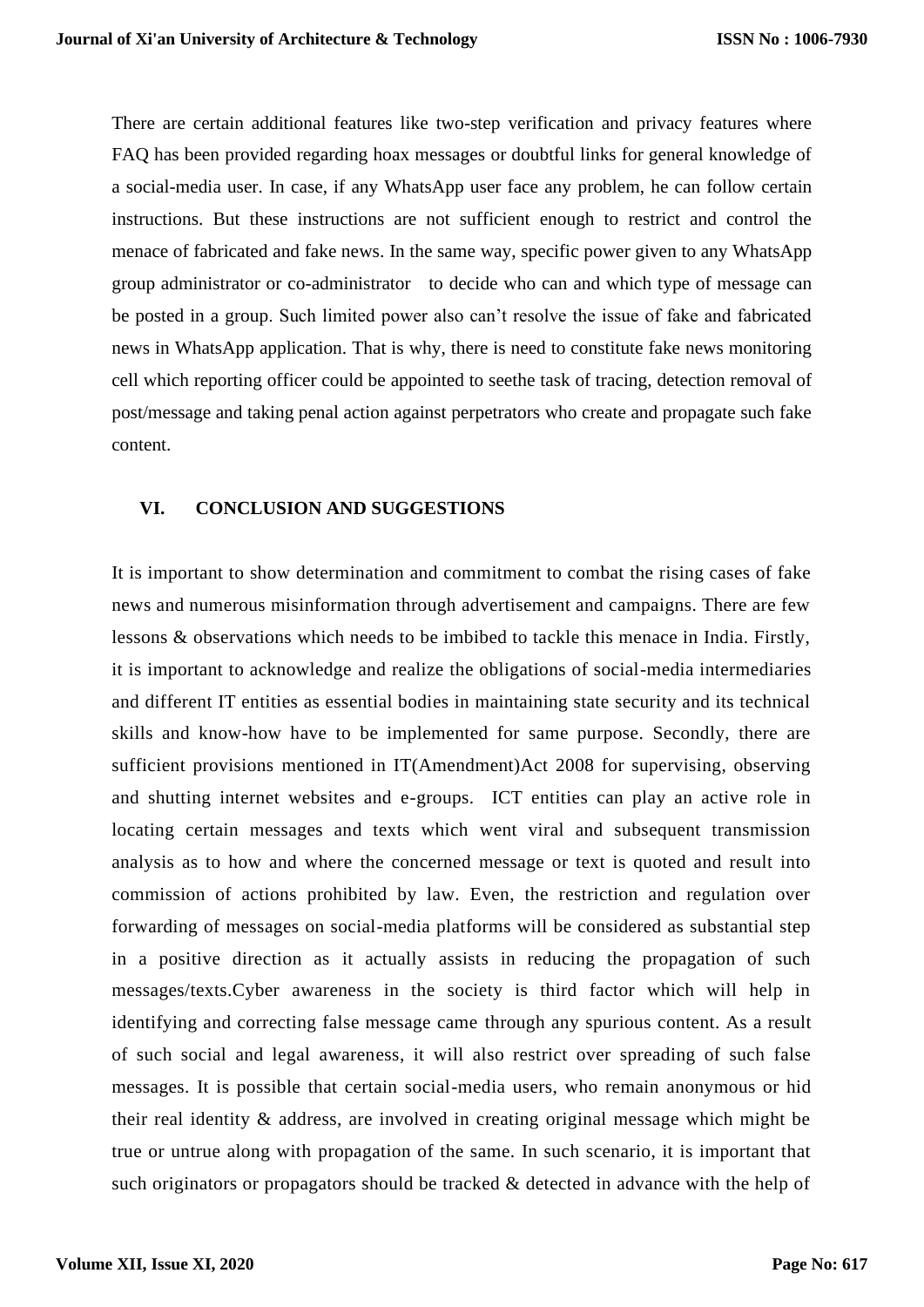There are certain additional features like two-step verification and privacy features where FAQ has been provided regarding hoax messages or doubtful links for general knowledge of a social-media user. In case, if any WhatsApp user face any problem, he can follow certain instructions. But these instructions are not sufficient enough to restrict and control the menace of fabricated and fake news. In the same way, specific power given to any WhatsApp group administrator or co-administrator to decide who can and which type of message can be posted in a group. Such limited power also can't resolve the issue of fake and fabricated news in WhatsApp application. That is why, there is need to constitute fake news monitoring cell which reporting officer could be appointed to seethe task of tracing, detection removal of post/message and taking penal action against perpetrators who create and propagate such fake content.

## VI. CONCLUSION AND SUGGESTIONS

It is important to show determination and commitment to combat the rising cases of fake news and numerous misinformation through advertisement and campaigns. There are few lessons & observations which needs to be imbibed to tackle this menace in India. Firstly, it is important to acknowledge and realize the obligations of social-media intermediaries and different IT entities as essential bodies in maintaining state security and its technical skills and know-how have to be implemented for same purpose. Secondly, there are sufficient provisions mentioned in IT(Amendment)Act 2008 for supervising, observing and shutting internet websites and e-groups. ICT entities can play an active role in locating certain messages and texts which went viral and subsequent transmission analysis as to how and where the concerned message or text is quoted and result into commission of actions prohibited by law. Even, the restriction and regulation over forwarding of messages on social-media platforms will be considered as substantial step in a positive direction as it actually assists in reducing the propagation of such messages/texts.Cyber awareness in the society is third factor which will help in identifying and correcting false message came through any spurious content. As a result of such social and legal awareness, it will also restrict over spreading of such false messages. It is possible that certain social-media users, who remain anonymous or hid their real identity & address, are involved in creating original message which might be true or untrue along with propagation of the same. In such scenario, it is important that such originators or propagators should be tracked & detected in advance with the help of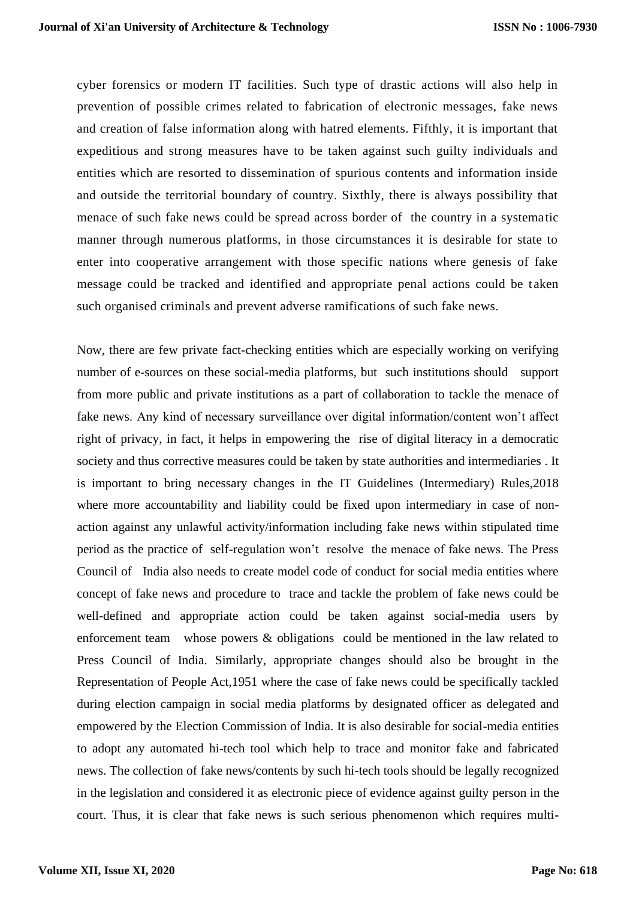cyber forensics or modern IT facilities. Such type of drastic actions will also help in prevention of possible crimes related to fabrication of electronic messages, fake news and creation of false information along with hatred elements. Fifthly, it is important that expeditious and strong measures have to be taken against such guilty individuals and entities which are resorted to dissemination of spurious contents and information inside and outside the territorial boundary of country. Sixthly, there is always possibility that menace of such fake news could be spread across border of the country in a systematic manner through numerous platforms, in those circumstances it is desirable for state to enter into cooperative arrangement with those specific nations where genesis of fake message could be tracked and identified and appropriate penal actions could be taken such organised criminals and prevent adverse ramifications of such fake news.

Now, there are few private fact-checking entities which are especially working on verifying number of e-sources on these social-media platforms, but such institutions should support from more public and private institutions as a part of collaboration to tackle the menace of fake news. Any kind of necessary surveillance over digital information/content won't affect right of privacy, in fact, it helps in empowering the rise of digital literacy in a democratic society and thus corrective measures could be taken by state authorities and intermediaries . It is important to bring necessary changes in the IT Guidelines (Intermediary) Rules,2018 where more accountability and liability could be fixed upon intermediary in case of non-action against any unlawful activity/information including fake news within stipulated time period as the practice of self-regulation won't resolve the menace of fake news. The Press Council of India also needs to create model code of conduct for social media entities where concept of fake news and procedure to trace and tackle the problem of fake news could be well-defined and appropriate action could be taken against social-media users by enforcement team whose powers & obligations could be mentioned in the law related to Press Council of India. Similarly, appropriate changes should also be brought in the Representation of People Act,1951 where the case of fake news could be specifically tackled during election campaign in social media platforms by designated officer as delegated and empowered by the Election Commission of India. It is also desirable for social-media entities to adopt any automated hi-tech tool which help to trace and monitor fake and fabricated news. The collection of fake news/contents by such hi-tech tools should be legally recognized in the legislation and considered it as electronic piece of evidence against guilty person in the court. Thus, it is clear that fake news is such serious phenomenon which requires multi-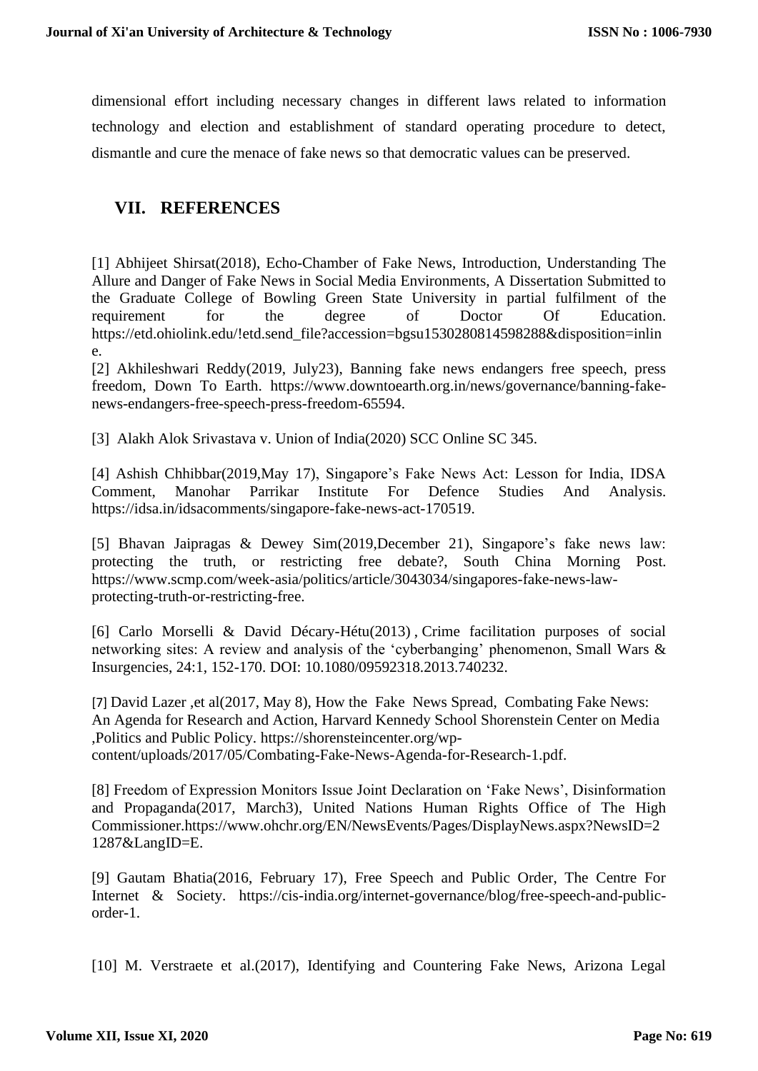dimensional effort including necessary changes in different laws related to information technology and election and establishment of standard operating procedure to detect, dismantle and cure the menace of fake news so that democratic values can be preserved.

## VII. REFERENCES

[1] Abhijeet Shirsat(2018), Echo-Chamber of Fake News, Introduction, Understanding The Allure and Danger of Fake News in Social Media Environments, A Dissertation Submitted to the Graduate College of Bowling Green State University in partial fulfilment of the requirement for the degree of Doctor Of Education. https://etd.ohiolink.edu/!etd.send_file?accession=bgsu1530280814598288&disposition=inline.

[2] Akhileshwari Reddy(2019, July23), Banning fake news endangers free speech, press freedom, Down To Earth. https://www.downtoearth.org.in/news/governance/banning-fake-news-endangers-free-speech-press-freedom-65594.

[3] Alakh Alok Srivastava v. Union of India(2020) SCC Online SC 345.

[4] Ashish Chhibbar(2019,May 17), Singapore's Fake News Act: Lesson for India, IDSA Comment, Manohar Parrikar Institute For Defence Studies And Analysis. https://idsa.in/idsacomments/singapore-fake-news-act-170519.

[5] Bhavan Jaipragas & Dewey Sim(2019,December 21), Singapore's fake news law: protecting the truth, or restricting free debate?, South China Morning Post. https://www.scmp.com/week-asia/politics/article/3043034/singapores-fake-news-law-protecting-truth-or-restricting-free.

[6] Carlo Morselli & David Décary-Hétu(2013) , Crime facilitation purposes of social networking sites: A review and analysis of the 'cyberbanging' phenomenon, Small Wars & Insurgencies, 24:1, 152-170. DOI: 10.1080/09592318.2013.740232.

[7] David Lazer ,et al(2017, May 8), How the Fake News Spread, Combating Fake News: An Agenda for Research and Action, Harvard Kennedy School Shorenstein Center on Media ,Politics and Public Policy. https://shorensteincenter.org/wp-content/uploads/2017/05/Combating-Fake-News-Agenda-for-Research-1.pdf.

[8] Freedom of Expression Monitors Issue Joint Declaration on 'Fake News', Disinformation and Propaganda(2017, March3), United Nations Human Rights Office of The High Commissioner.https://www.ohchr.org/EN/NewsEvents/Pages/DisplayNews.aspx?NewsID=21287&LangID=E.

[9] Gautam Bhatia(2016, February 17), Free Speech and Public Order, The Centre For Internet & Society. https://cis-india.org/internet-governance/blog/free-speech-and-public-order-1.

[10] M. Verstraete et al.(2017), Identifying and Countering Fake News, Arizona Legal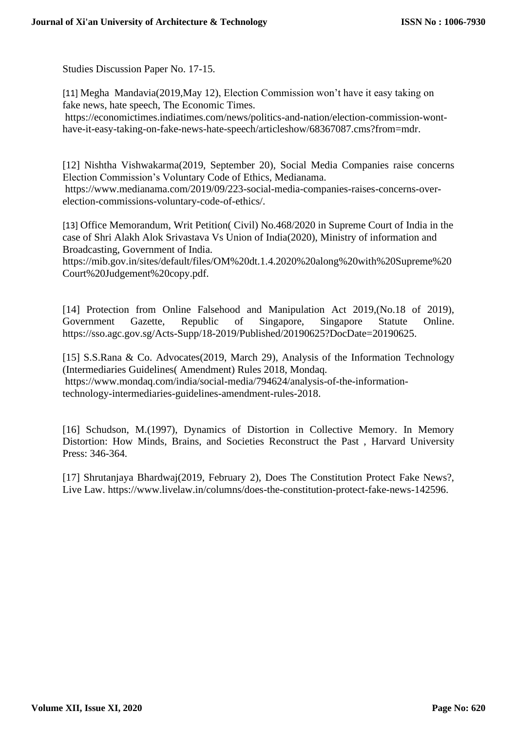Studies Discussion Paper No. 17-15.

[11] Megha Mandavia(2019,May 12), Election Commission won't have it easy taking on fake news, hate speech, The Economic Times. https://economictimes.indiatimes.com/news/politics-and-nation/election-commission-wont-have-it-easy-taking-on-fake-news-hate-speech/articleshow/68367087.cms?from=mdr.

[12] Nishtha Vishwakarma(2019, September 20), Social Media Companies raise concerns Election Commission's Voluntary Code of Ethics, Medianama. https://www.medianama.com/2019/09/223-social-media-companies-raises-concerns-over-election-commissions-voluntary-code-of-ethics/.

[13] Office Memorandum, Writ Petition( Civil) No.468/2020 in Supreme Court of India in the case of Shri Alakh Alok Srivastava Vs Union of India(2020), Ministry of information and Broadcasting, Government of India. https://mib.gov.in/sites/default/files/OM%20dt.1.4.2020%20along%20with%20Supreme%20Court%20Judgement%20copy.pdf.

[14] Protection from Online Falsehood and Manipulation Act 2019,(No.18 of 2019), Government Gazette, Republic of Singapore, Singapore Statute Online. https://sso.agc.gov.sg/Acts-Supp/18-2019/Published/20190625?DocDate=20190625.

[15] S.S.Rana & Co. Advocates(2019, March 29), Analysis of the Information Technology (Intermediaries Guidelines( Amendment) Rules 2018, Mondaq. https://www.mondaq.com/india/social-media/794624/analysis-of-the-information-technology-intermediaries-guidelines-amendment-rules-2018.

[16] Schudson, M.(1997), Dynamics of Distortion in Collective Memory. In Memory Distortion: How Minds, Brains, and Societies Reconstruct the Past , Harvard University Press: 346-364.

[17] Shrutanjaya Bhardwaj(2019, February 2), Does The Constitution Protect Fake News?, Live Law. https://www.livelaw.in/columns/does-the-constitution-protect-fake-news-142596.